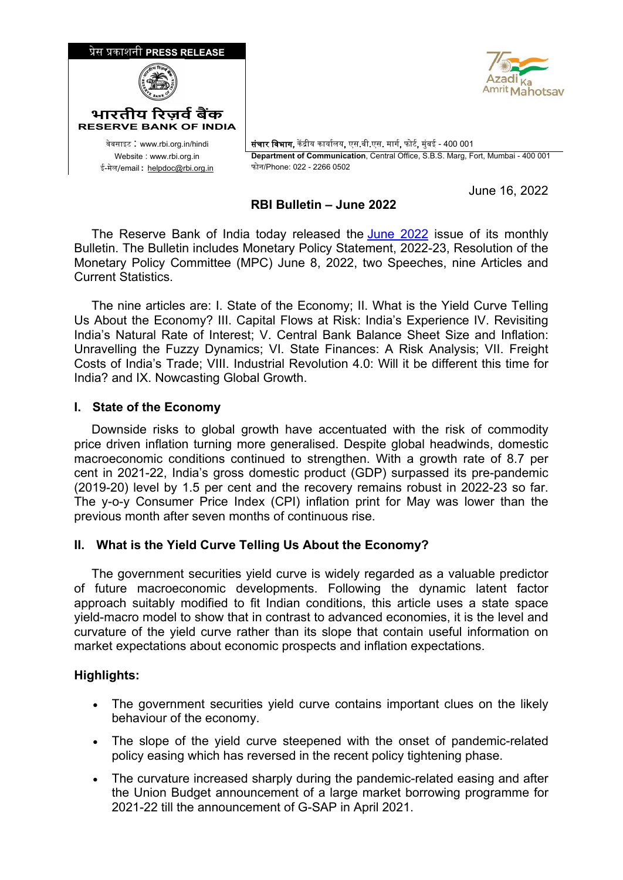प्रेस प्रकाशनी **PRESS RELEASE**

**भारतीय रिज़र्व बैंक**
**RESERVE BANK OF INDIA**

वेबसाइट : www.rbi.org.in/hindi
Website : www.rbi.org.in
ई-मेल/email : helpdoc@rbi.org.in

**संचार विभाग,** केंद्रीय कार्यालय, एस.बी.एस. मार्ग, फोर्ट, मुंबई - 400 001
**Department of Communication**, Central Office, S.B.S. Marg, Fort, Mumbai - 400 001
फोन/Phone: 022 - 2266 0502

June 16, 2022

## RBI Bulletin – June 2022

The Reserve Bank of India today released the June 2022 issue of its monthly Bulletin. The Bulletin includes Monetary Policy Statement, 2022-23, Resolution of the Monetary Policy Committee (MPC) June 8, 2022, two Speeches, nine Articles and Current Statistics.

The nine articles are: I. State of the Economy; II. What is the Yield Curve Telling Us About the Economy? III. Capital Flows at Risk: India's Experience IV. Revisiting India's Natural Rate of Interest; V. Central Bank Balance Sheet Size and Inflation: Unravelling the Fuzzy Dynamics; VI. State Finances: A Risk Analysis; VII. Freight Costs of India's Trade; VIII. Industrial Revolution 4.0: Will it be different this time for India? and IX. Nowcasting Global Growth.

### I. State of the Economy

Downside risks to global growth have accentuated with the risk of commodity price driven inflation turning more generalised. Despite global headwinds, domestic macroeconomic conditions continued to strengthen. With a growth rate of 8.7 per cent in 2021-22, India's gross domestic product (GDP) surpassed its pre-pandemic (2019-20) level by 1.5 per cent and the recovery remains robust in 2022-23 so far. The y-o-y Consumer Price Index (CPI) inflation print for May was lower than the previous month after seven months of continuous rise.

### II. What is the Yield Curve Telling Us About the Economy?

The government securities yield curve is widely regarded as a valuable predictor of future macroeconomic developments. Following the dynamic latent factor approach suitably modified to fit Indian conditions, this article uses a state space yield-macro model to show that in contrast to advanced economies, it is the level and curvature of the yield curve rather than its slope that contain useful information on market expectations about economic prospects and inflation expectations.

**Highlights:**

- The government securities yield curve contains important clues on the likely behaviour of the economy.
- The slope of the yield curve steepened with the onset of pandemic-related policy easing which has reversed in the recent policy tightening phase.
- The curvature increased sharply during the pandemic-related easing and after the Union Budget announcement of a large market borrowing programme for 2021-22 till the announcement of G-SAP in April 2021.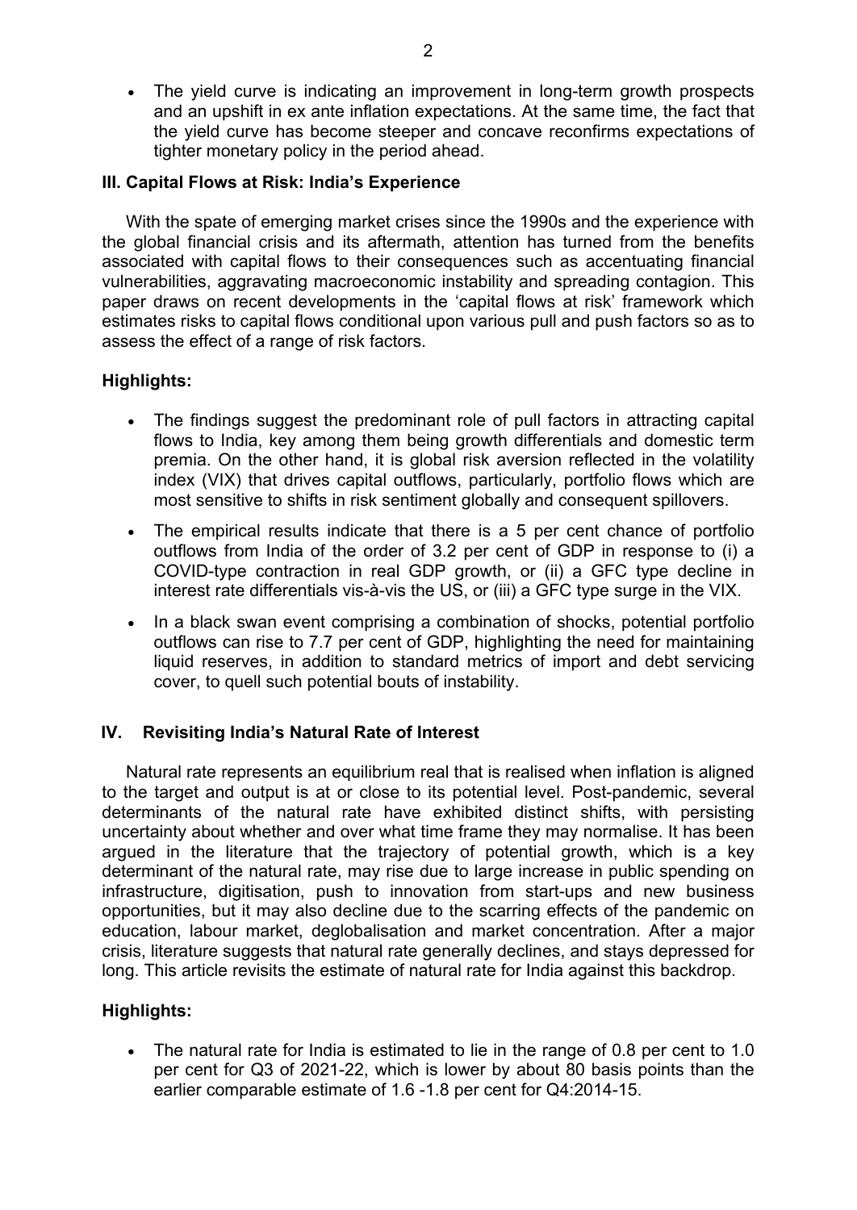- The yield curve is indicating an improvement in long-term growth prospects and an upshift in ex ante inflation expectations. At the same time, the fact that the yield curve has become steeper and concave reconfirms expectations of tighter monetary policy in the period ahead.

### III. Capital Flows at Risk: India's Experience

With the spate of emerging market crises since the 1990s and the experience with the global financial crisis and its aftermath, attention has turned from the benefits associated with capital flows to their consequences such as accentuating financial vulnerabilities, aggravating macroeconomic instability and spreading contagion. This paper draws on recent developments in the 'capital flows at risk' framework which estimates risks to capital flows conditional upon various pull and push factors so as to assess the effect of a range of risk factors.

**Highlights:**

- The findings suggest the predominant role of pull factors in attracting capital flows to India, key among them being growth differentials and domestic term premia. On the other hand, it is global risk aversion reflected in the volatility index (VIX) that drives capital outflows, particularly, portfolio flows which are most sensitive to shifts in risk sentiment globally and consequent spillovers.
- The empirical results indicate that there is a 5 per cent chance of portfolio outflows from India of the order of 3.2 per cent of GDP in response to (i) a COVID-type contraction in real GDP growth, or (ii) a GFC type decline in interest rate differentials vis-à-vis the US, or (iii) a GFC type surge in the VIX.
- In a black swan event comprising a combination of shocks, potential portfolio outflows can rise to 7.7 per cent of GDP, highlighting the need for maintaining liquid reserves, in addition to standard metrics of import and debt servicing cover, to quell such potential bouts of instability.

### IV. Revisiting India's Natural Rate of Interest

Natural rate represents an equilibrium real that is realised when inflation is aligned to the target and output is at or close to its potential level. Post-pandemic, several determinants of the natural rate have exhibited distinct shifts, with persisting uncertainty about whether and over what time frame they may normalise. It has been argued in the literature that the trajectory of potential growth, which is a key determinant of the natural rate, may rise due to large increase in public spending on infrastructure, digitisation, push to innovation from start-ups and new business opportunities, but it may also decline due to the scarring effects of the pandemic on education, labour market, deglobalisation and market concentration. After a major crisis, literature suggests that natural rate generally declines, and stays depressed for long. This article revisits the estimate of natural rate for India against this backdrop.

**Highlights:**

- The natural rate for India is estimated to lie in the range of 0.8 per cent to 1.0 per cent for Q3 of 2021-22, which is lower by about 80 basis points than the earlier comparable estimate of 1.6 -1.8 per cent for Q4:2014-15.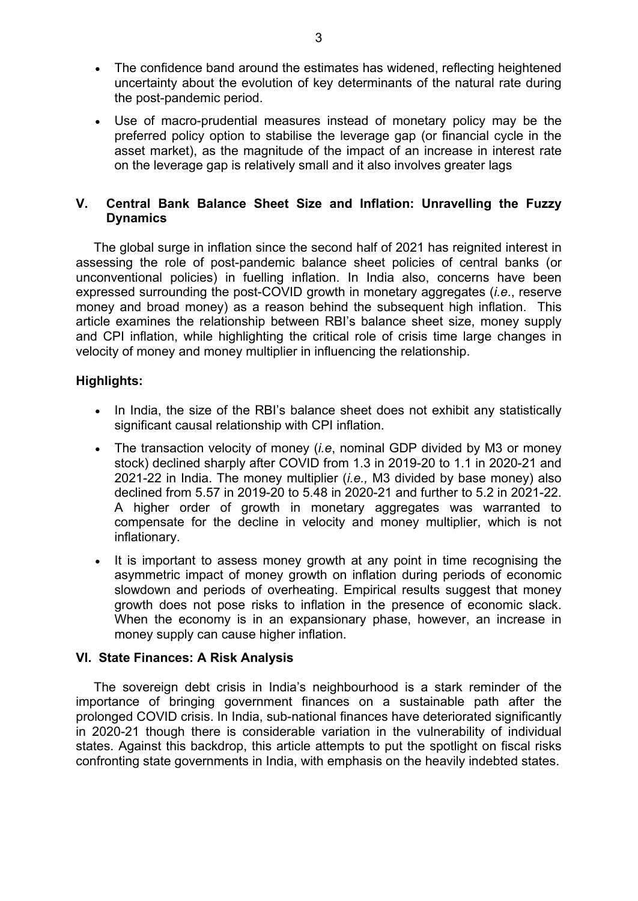- The confidence band around the estimates has widened, reflecting heightened uncertainty about the evolution of key determinants of the natural rate during the post-pandemic period.
- Use of macro-prudential measures instead of monetary policy may be the preferred policy option to stabilise the leverage gap (or financial cycle in the asset market), as the magnitude of the impact of an increase in interest rate on the leverage gap is relatively small and it also involves greater lags

## V. Central Bank Balance Sheet Size and Inflation: Unravelling the Fuzzy Dynamics

The global surge in inflation since the second half of 2021 has reignited interest in assessing the role of post-pandemic balance sheet policies of central banks (or unconventional policies) in fuelling inflation. In India also, concerns have been expressed surrounding the post-COVID growth in monetary aggregates (*i.e*., reserve money and broad money) as a reason behind the subsequent high inflation. This article examines the relationship between RBI's balance sheet size, money supply and CPI inflation, while highlighting the critical role of crisis time large changes in velocity of money and money multiplier in influencing the relationship.

**Highlights:**

- In India, the size of the RBI's balance sheet does not exhibit any statistically significant causal relationship with CPI inflation.
- The transaction velocity of money (*i.e*, nominal GDP divided by M3 or money stock) declined sharply after COVID from 1.3 in 2019-20 to 1.1 in 2020-21 and 2021-22 in India. The money multiplier (*i.e.,* M3 divided by base money) also declined from 5.57 in 2019-20 to 5.48 in 2020-21 and further to 5.2 in 2021-22. A higher order of growth in monetary aggregates was warranted to compensate for the decline in velocity and money multiplier, which is not inflationary.
- It is important to assess money growth at any point in time recognising the asymmetric impact of money growth on inflation during periods of economic slowdown and periods of overheating. Empirical results suggest that money growth does not pose risks to inflation in the presence of economic slack. When the economy is in an expansionary phase, however, an increase in money supply can cause higher inflation.

## VI. State Finances: A Risk Analysis

The sovereign debt crisis in India's neighbourhood is a stark reminder of the importance of bringing government finances on a sustainable path after the prolonged COVID crisis. In India, sub-national finances have deteriorated significantly in 2020-21 though there is considerable variation in the vulnerability of individual states. Against this backdrop, this article attempts to put the spotlight on fiscal risks confronting state governments in India, with emphasis on the heavily indebted states.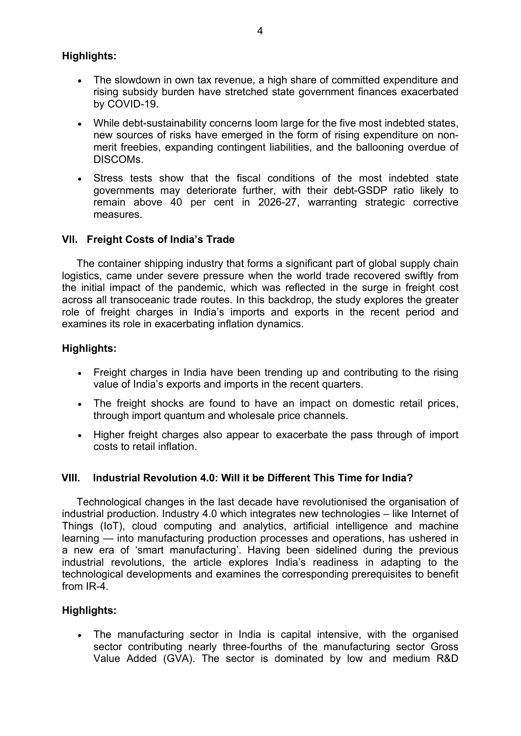**Highlights:**

- The slowdown in own tax revenue, a high share of committed expenditure and rising subsidy burden have stretched state government finances exacerbated by COVID-19.
- While debt-sustainability concerns loom large for the five most indebted states, new sources of risks have emerged in the form of rising expenditure on non-merit freebies, expanding contingent liabilities, and the ballooning overdue of DISCOMs.
- Stress tests show that the fiscal conditions of the most indebted state governments may deteriorate further, with their debt-GSDP ratio likely to remain above 40 per cent in 2026-27, warranting strategic corrective measures.

## VII. Freight Costs of India's Trade

The container shipping industry that forms a significant part of global supply chain logistics, came under severe pressure when the world trade recovered swiftly from the initial impact of the pandemic, which was reflected in the surge in freight cost across all transoceanic trade routes. In this backdrop, the study explores the greater role of freight charges in India's imports and exports in the recent period and examines its role in exacerbating inflation dynamics.

**Highlights:**

- Freight charges in India have been trending up and contributing to the rising value of India's exports and imports in the recent quarters.
- The freight shocks are found to have an impact on domestic retail prices, through import quantum and wholesale price channels.
- Higher freight charges also appear to exacerbate the pass through of import costs to retail inflation.

## VIII. Industrial Revolution 4.0: Will it be Different This Time for India?

Technological changes in the last decade have revolutionised the organisation of industrial production. Industry 4.0 which integrates new technologies – like Internet of Things (IoT), cloud computing and analytics, artificial intelligence and machine learning — into manufacturing production processes and operations, has ushered in a new era of 'smart manufacturing'. Having been sidelined during the previous industrial revolutions, the article explores India's readiness in adapting to the technological developments and examines the corresponding prerequisites to benefit from IR-4.

**Highlights:**

- The manufacturing sector in India is capital intensive, with the organised sector contributing nearly three-fourths of the manufacturing sector Gross Value Added (GVA). The sector is dominated by low and medium R&D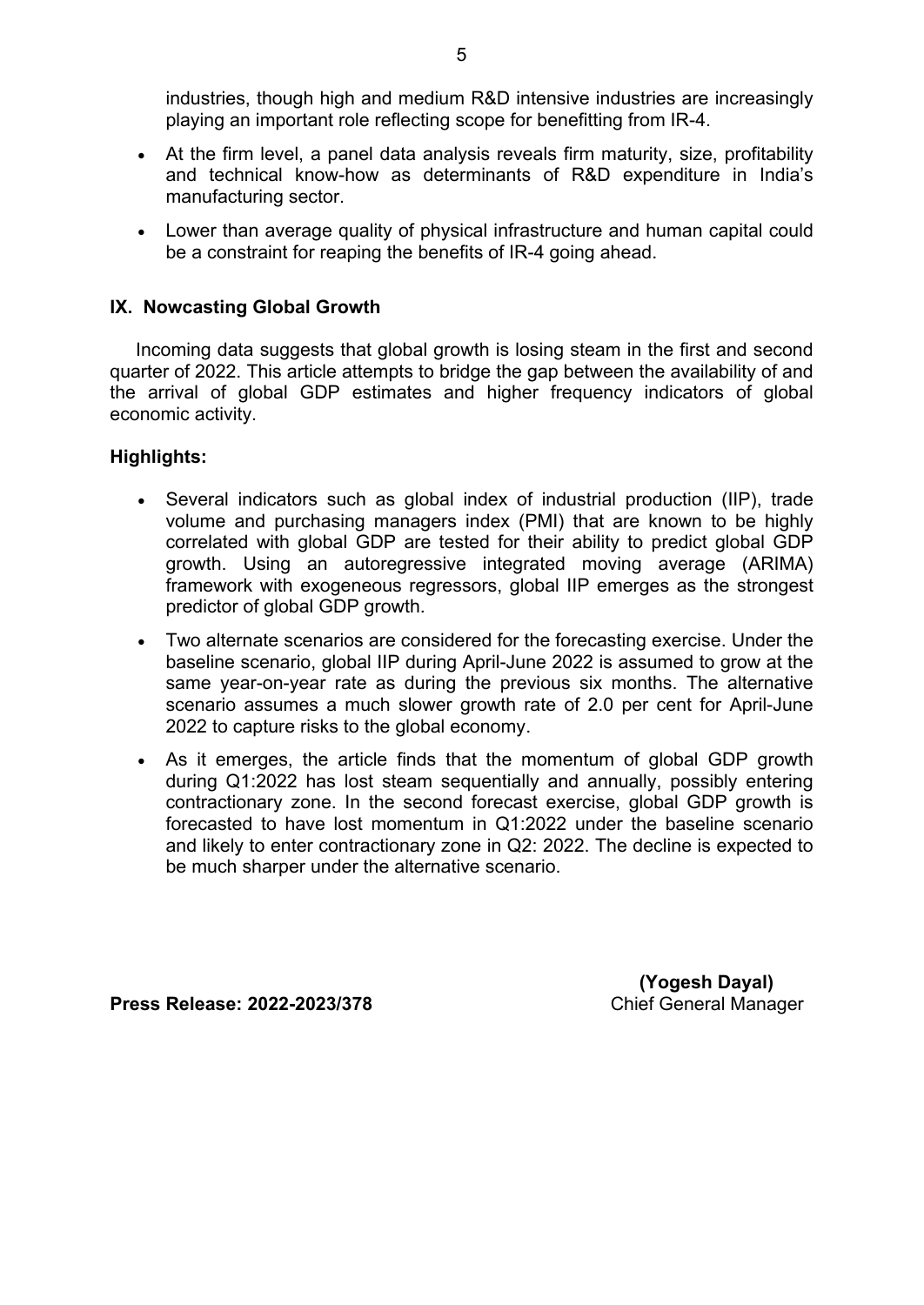industries, though high and medium R&D intensive industries are increasingly playing an important role reflecting scope for benefitting from IR-4.

- At the firm level, a panel data analysis reveals firm maturity, size, profitability and technical know-how as determinants of R&D expenditure in India's manufacturing sector.
- Lower than average quality of physical infrastructure and human capital could be a constraint for reaping the benefits of IR-4 going ahead.

## IX. Nowcasting Global Growth

Incoming data suggests that global growth is losing steam in the first and second quarter of 2022. This article attempts to bridge the gap between the availability of and the arrival of global GDP estimates and higher frequency indicators of global economic activity.

**Highlights:**

- Several indicators such as global index of industrial production (IIP), trade volume and purchasing managers index (PMI) that are known to be highly correlated with global GDP are tested for their ability to predict global GDP growth. Using an autoregressive integrated moving average (ARIMA) framework with exogeneous regressors, global IIP emerges as the strongest predictor of global GDP growth.
- Two alternate scenarios are considered for the forecasting exercise. Under the baseline scenario, global IIP during April-June 2022 is assumed to grow at the same year-on-year rate as during the previous six months. The alternative scenario assumes a much slower growth rate of 2.0 per cent for April-June 2022 to capture risks to the global economy.
- As it emerges, the article finds that the momentum of global GDP growth during Q1:2022 has lost steam sequentially and annually, possibly entering contractionary zone. In the second forecast exercise, global GDP growth is forecasted to have lost momentum in Q1:2022 under the baseline scenario and likely to enter contractionary zone in Q2: 2022. The decline is expected to be much sharper under the alternative scenario.

**Press Release: 2022-2023/378**

**(Yogesh Dayal)**
Chief General Manager